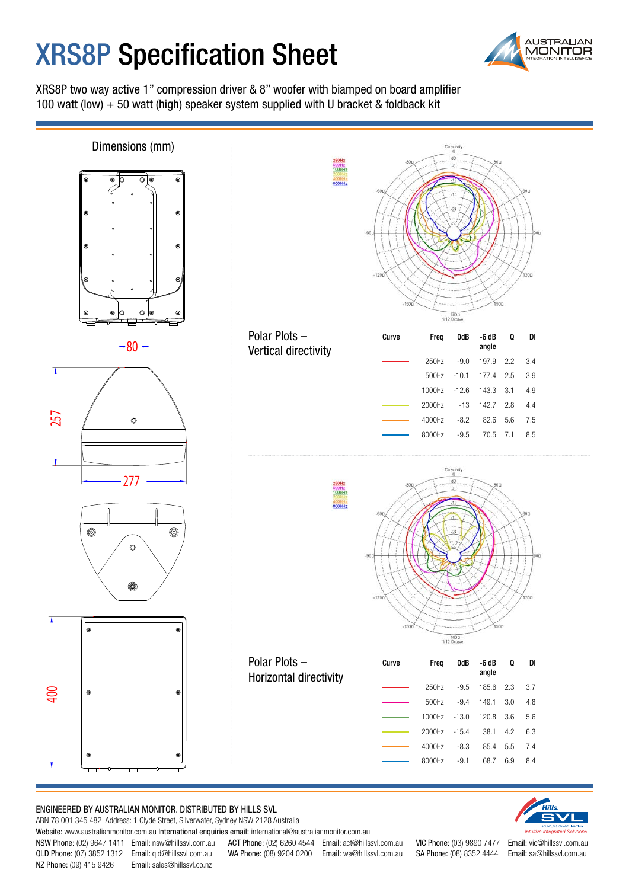# XRS8P Specification Sheet

XRS8P two way active 1" compression driver & 8" woofer with biamped on board amplifier
100 watt (low) + 50 watt (high) speaker system supplied with U bracket & foldback kit

## Dimensions (mm)

80

257

277

400

## Polar Plots – Vertical directivity

| Curve | Freq | 0dB | -6 dB angle | Q | DI |
|---|---|---|---|---|---|
| | 250Hz | -9.0 | 197.9 | 2.2 | 3.4 |
| | 500Hz | -10.1 | 177.4 | 2.5 | 3.9 |
| | 1000Hz | -12.6 | 143.3 | 3.1 | 4.9 |
| | 2000Hz | -13 | 142.7 | 2.8 | 4.4 |
| | 4000Hz | -8.2 | 82.6 | 5.6 | 7.5 |
| | 8000Hz | -9.5 | 70.5 | 7.1 | 8.5 |

## Polar Plots – Horizontal directivity

| Curve | Freq | 0dB | -6 dB angle | Q | DI |
|---|---|---|---|---|---|
| | 250Hz | -9.5 | 185.6 | 2.3 | 3.7 |
| | 500Hz | -9.4 | 149.1 | 3.0 | 4.8 |
| | 1000Hz | -13.0 | 120.8 | 3.6 | 5.6 |
| | 2000Hz | -15.4 | 38.1 | 4.2 | 6.3 |
| | 4000Hz | -8.3 | 85.4 | 5.5 | 7.4 |
| | 8000Hz | -9.1 | 68.7 | 6.9 | 8.4 |

ENGINEERED BY AUSTRALIAN MONITOR. DISTRIBUTED BY HILLS SVL

ABN 78 001 345 482 Address: 1 Clyde Street, Silverwater, Sydney NSW 2128 Australia

**Website:** www.australianmonitor.com.au **International enquiries email:** international@australianmonitor.com.au

**NSW Phone:** (02) 9647 1411 **Email:** nsw@hillssvl.com.au **ACT Phone:** (02) 6260 4544 **Email:** act@hillssvl.com.au **VIC Phone:** (03) 9890 7477 **Email:** vic@hillssvl.com.au

**QLD Phone:** (07) 3852 1312 **Email:** qld@hillssvl.com.au **WA Phone:** (08) 9204 0200 **Email:** wa@hillssvl.com.au **SA Phone:** (08) 8352 4444 **Email:** sa@hillssvl.com.au

**NZ Phone:** (09) 415 9426 **Email:** sales@hillssvl.co.nz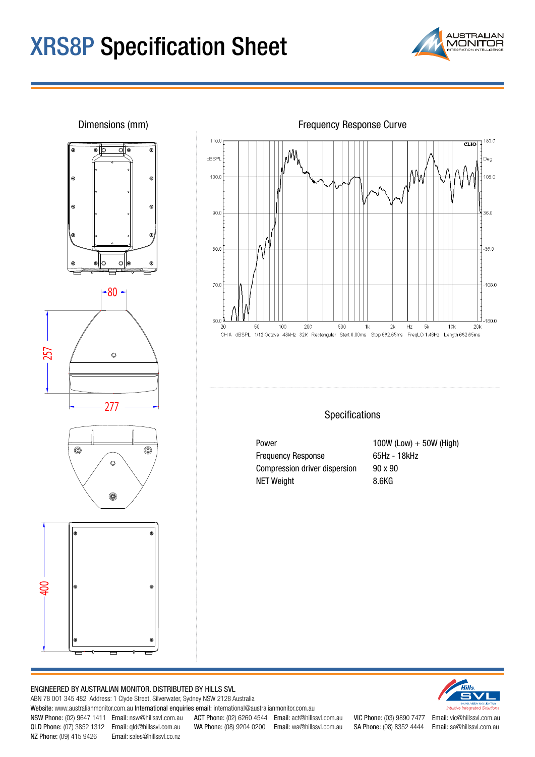# XRS8P Specification Sheet

AUSTRALIAN MONITOR
INTEGRATION INTELLIGENCE

## Dimensions (mm)

80

257

277

400

## Frequency Response Curve

110.0
dBSPL
100.0
90.0
80.0
70.0
60.0

180.0
Deg
108.0
36.0
-36.0
-108.0
-180.0

CLIO

20 50 100 200 500 1k 2k Hz 5k 10k 20k

CH A dBSPL 1/12 Octave 48kHz 32K Rectangular Start 0.00ms Stop 682.65ms FreqLO 1.46Hz Length 682.65ms

## Specifications

| | |
|---|---|
| Power | 100W (Low) + 50W (High) |
| Frequency Response | 65Hz - 18kHz |
| Compression driver dispersion | 90 x 90 |
| NET Weight | 8.6KG |

ENGINEERED BY AUSTRALIAN MONITOR. DISTRIBUTED BY HILLS SVL

ABN 78 001 345 482 Address: 1 Clyde Street, Silverwater, Sydney NSW 2128 Australia

**Website:** www.australianmonitor.com.au **International enquiries email:** international@australianmonitor.com.au

**NSW Phone:** (02) 9647 1411 **Email:** nsw@hillssvl.com.au **ACT Phone:** (02) 6260 4544 **Email:** act@hillssvl.com.au **VIC Phone:** (03) 9890 7477 **Email:** vic@hillssvl.com.au

**QLD Phone:** (07) 3852 1312 **Email:** qld@hillssvl.com.au **WA Phone:** (08) 9204 0200 **Email:** wa@hillssvl.com.au **SA Phone:** (08) 8352 4444 **Email:** sa@hillssvl.com.au

**NZ Phone:** (09) 415 9426 **Email:** sales@hillssvl.co.nz

Hills SVL
SOUND, VISION AND LIGHTING
*Intuitive Integrated Solutions*